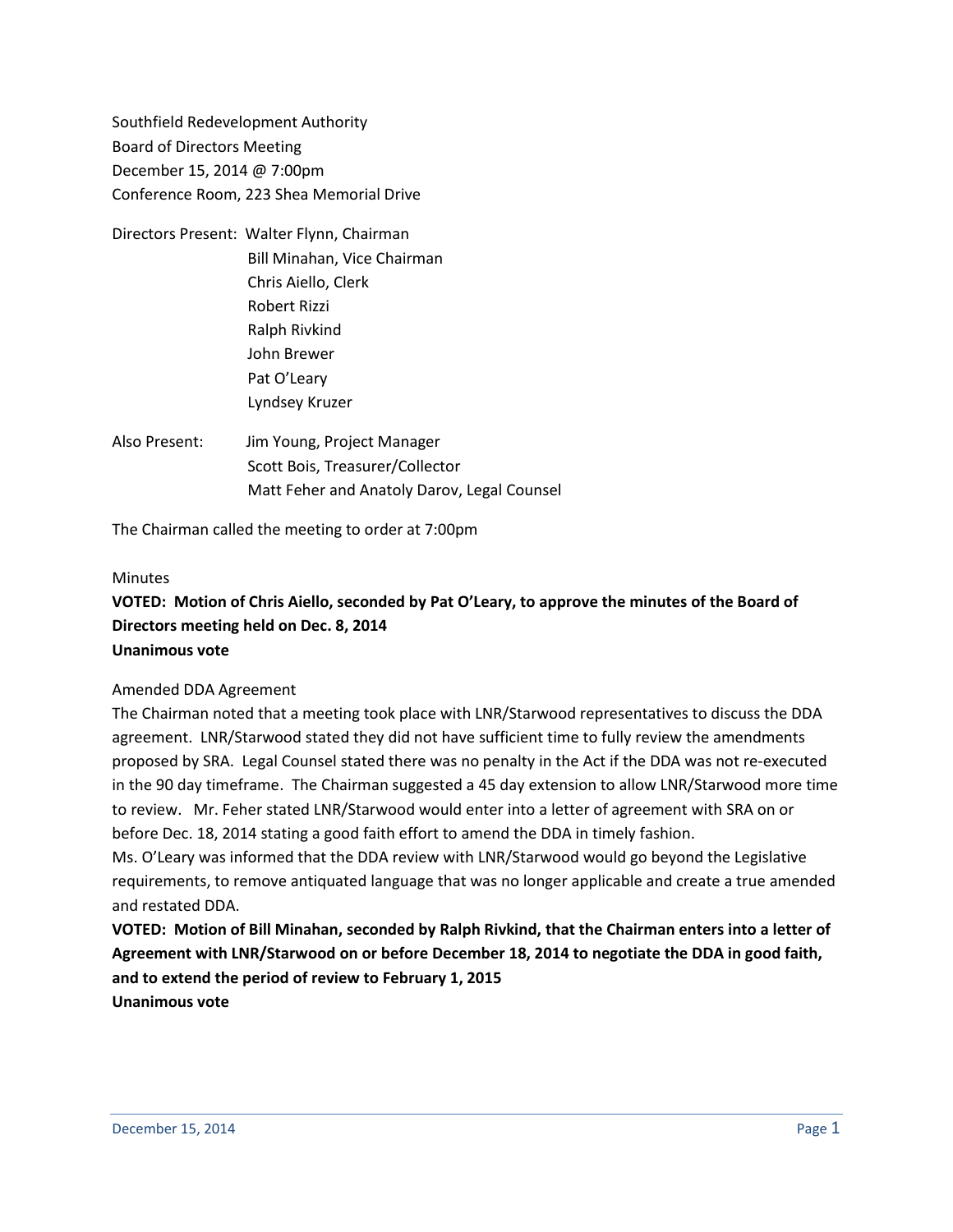Southfield Redevelopment Authority
Board of Directors Meeting
December 15, 2014 @ 7:00pm
Conference Room, 223 Shea Memorial Drive

Directors Present: Walter Flynn, Chairman
Bill Minahan, Vice Chairman
Chris Aiello, Clerk
Robert Rizzi
Ralph Rivkind
John Brewer
Pat O'Leary
Lyndsey Kruzer

Also Present: Jim Young, Project Manager
Scott Bois, Treasurer/Collector
Matt Feher and Anatoly Darov, Legal Counsel

The Chairman called the meeting to order at 7:00pm

Minutes

**VOTED: Motion of Chris Aiello, seconded by Pat O'Leary, to approve the minutes of the Board of Directors meeting held on Dec. 8, 2014**
**Unanimous vote**

Amended DDA Agreement

The Chairman noted that a meeting took place with LNR/Starwood representatives to discuss the DDA agreement. LNR/Starwood stated they did not have sufficient time to fully review the amendments proposed by SRA. Legal Counsel stated there was no penalty in the Act if the DDA was not re-executed in the 90 day timeframe. The Chairman suggested a 45 day extension to allow LNR/Starwood more time to review. Mr. Feher stated LNR/Starwood would enter into a letter of agreement with SRA on or before Dec. 18, 2014 stating a good faith effort to amend the DDA in timely fashion.

Ms. O'Leary was informed that the DDA review with LNR/Starwood would go beyond the Legislative requirements, to remove antiquated language that was no longer applicable and create a true amended and restated DDA.

**VOTED: Motion of Bill Minahan, seconded by Ralph Rivkind, that the Chairman enters into a letter of Agreement with LNR/Starwood on or before December 18, 2014 to negotiate the DDA in good faith, and to extend the period of review to February 1, 2015**
**Unanimous vote**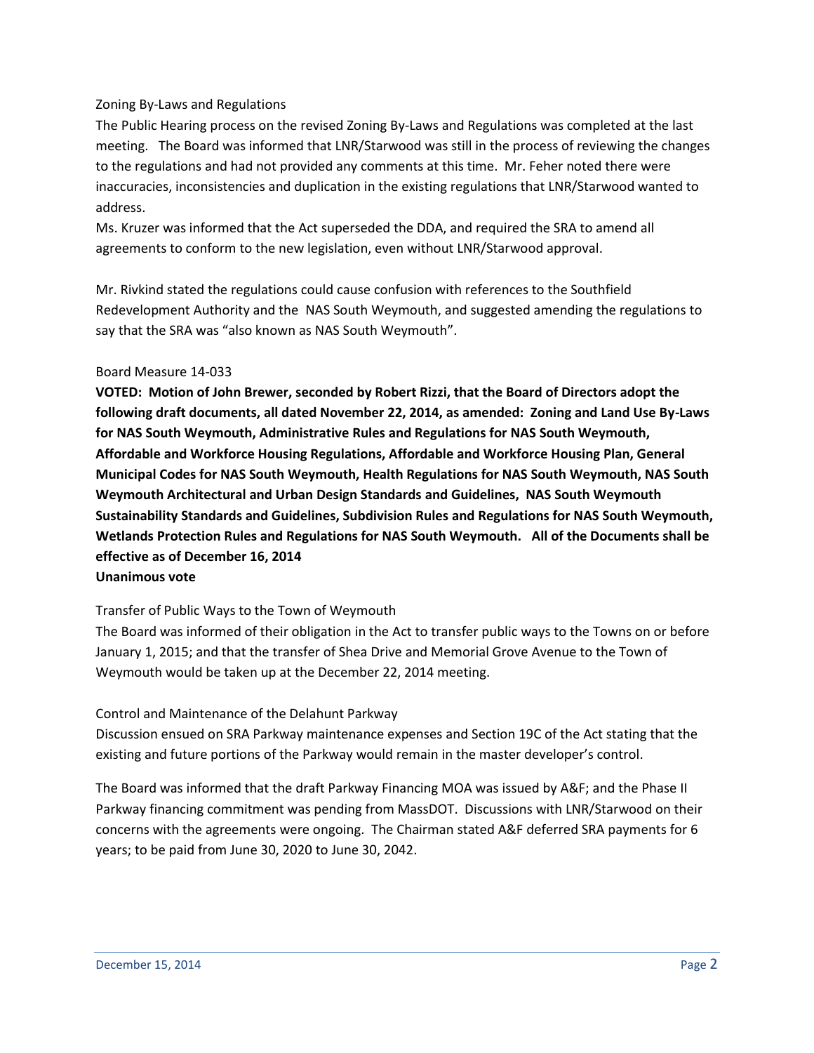### Zoning By-Laws and Regulations

The Public Hearing process on the revised Zoning By-Laws and Regulations was completed at the last meeting. The Board was informed that LNR/Starwood was still in the process of reviewing the changes to the regulations and had not provided any comments at this time. Mr. Feher noted there were inaccuracies, inconsistencies and duplication in the existing regulations that LNR/Starwood wanted to address.

Ms. Kruzer was informed that the Act superseded the DDA, and required the SRA to amend all agreements to conform to the new legislation, even without LNR/Starwood approval.

Mr. Rivkind stated the regulations could cause confusion with references to the Southfield Redevelopment Authority and the NAS South Weymouth, and suggested amending the regulations to say that the SRA was "also known as NAS South Weymouth".

### Board Measure 14-033

**VOTED: Motion of John Brewer, seconded by Robert Rizzi, that the Board of Directors adopt the following draft documents, all dated November 22, 2014, as amended: Zoning and Land Use By-Laws for NAS South Weymouth, Administrative Rules and Regulations for NAS South Weymouth, Affordable and Workforce Housing Regulations, Affordable and Workforce Housing Plan, General Municipal Codes for NAS South Weymouth, Health Regulations for NAS South Weymouth, NAS South Weymouth Architectural and Urban Design Standards and Guidelines, NAS South Weymouth Sustainability Standards and Guidelines, Subdivision Rules and Regulations for NAS South Weymouth, Wetlands Protection Rules and Regulations for NAS South Weymouth. All of the Documents shall be effective as of December 16, 2014**
**Unanimous vote**

### Transfer of Public Ways to the Town of Weymouth

The Board was informed of their obligation in the Act to transfer public ways to the Towns on or before January 1, 2015; and that the transfer of Shea Drive and Memorial Grove Avenue to the Town of Weymouth would be taken up at the December 22, 2014 meeting.

### Control and Maintenance of the Delahunt Parkway

Discussion ensued on SRA Parkway maintenance expenses and Section 19C of the Act stating that the existing and future portions of the Parkway would remain in the master developer's control.

The Board was informed that the draft Parkway Financing MOA was issued by A&F; and the Phase II Parkway financing commitment was pending from MassDOT. Discussions with LNR/Starwood on their concerns with the agreements were ongoing. The Chairman stated A&F deferred SRA payments for 6 years; to be paid from June 30, 2020 to June 30, 2042.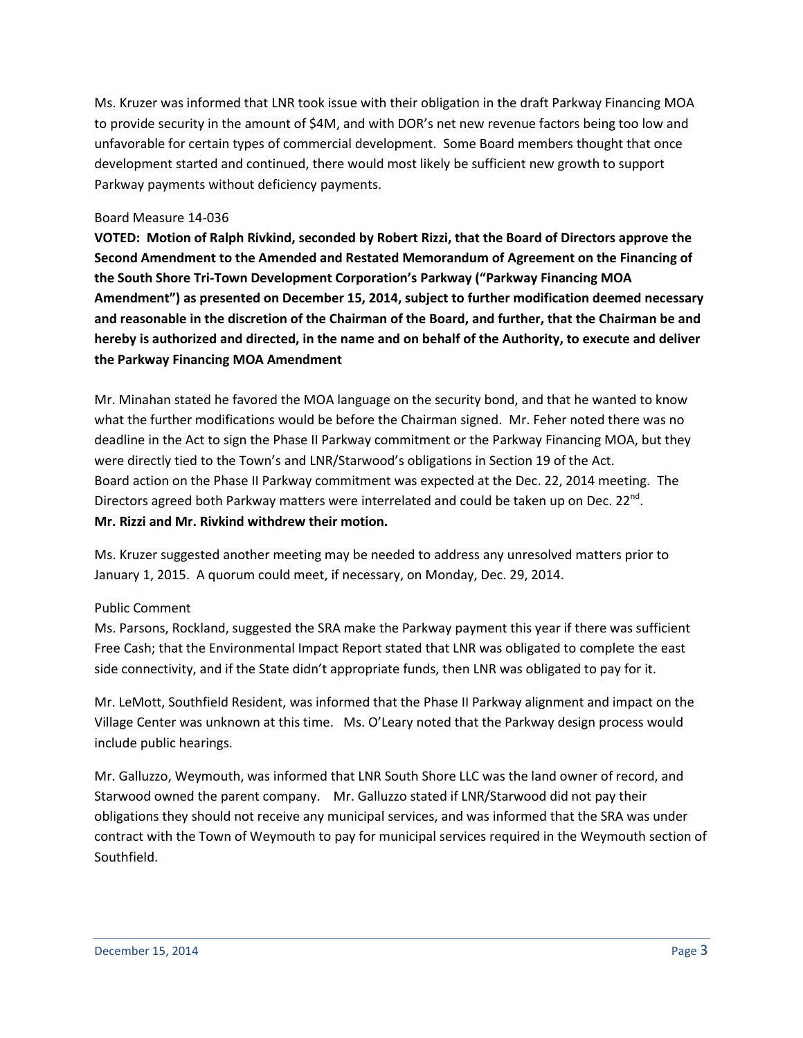Ms. Kruzer was informed that LNR took issue with their obligation in the draft Parkway Financing MOA to provide security in the amount of $4M, and with DOR's net new revenue factors being too low and unfavorable for certain types of commercial development. Some Board members thought that once development started and continued, there would most likely be sufficient new growth to support Parkway payments without deficiency payments.

Board Measure 14-036

**VOTED: Motion of Ralph Rivkind, seconded by Robert Rizzi, that the Board of Directors approve the Second Amendment to the Amended and Restated Memorandum of Agreement on the Financing of the South Shore Tri-Town Development Corporation's Parkway ("Parkway Financing MOA Amendment") as presented on December 15, 2014, subject to further modification deemed necessary and reasonable in the discretion of the Chairman of the Board, and further, that the Chairman be and hereby is authorized and directed, in the name and on behalf of the Authority, to execute and deliver the Parkway Financing MOA Amendment**

Mr. Minahan stated he favored the MOA language on the security bond, and that he wanted to know what the further modifications would be before the Chairman signed. Mr. Feher noted there was no deadline in the Act to sign the Phase II Parkway commitment or the Parkway Financing MOA, but they were directly tied to the Town's and LNR/Starwood's obligations in Section 19 of the Act. Board action on the Phase II Parkway commitment was expected at the Dec. 22, 2014 meeting. The Directors agreed both Parkway matters were interrelated and could be taken up on Dec. 22nd.
**Mr. Rizzi and Mr. Rivkind withdrew their motion.**

Ms. Kruzer suggested another meeting may be needed to address any unresolved matters prior to January 1, 2015. A quorum could meet, if necessary, on Monday, Dec. 29, 2014.

Public Comment

Ms. Parsons, Rockland, suggested the SRA make the Parkway payment this year if there was sufficient Free Cash; that the Environmental Impact Report stated that LNR was obligated to complete the east side connectivity, and if the State didn't appropriate funds, then LNR was obligated to pay for it.

Mr. LeMott, Southfield Resident, was informed that the Phase II Parkway alignment and impact on the Village Center was unknown at this time. Ms. O'Leary noted that the Parkway design process would include public hearings.

Mr. Galluzzo, Weymouth, was informed that LNR South Shore LLC was the land owner of record, and Starwood owned the parent company. Mr. Galluzzo stated if LNR/Starwood did not pay their obligations they should not receive any municipal services, and was informed that the SRA was under contract with the Town of Weymouth to pay for municipal services required in the Weymouth section of Southfield.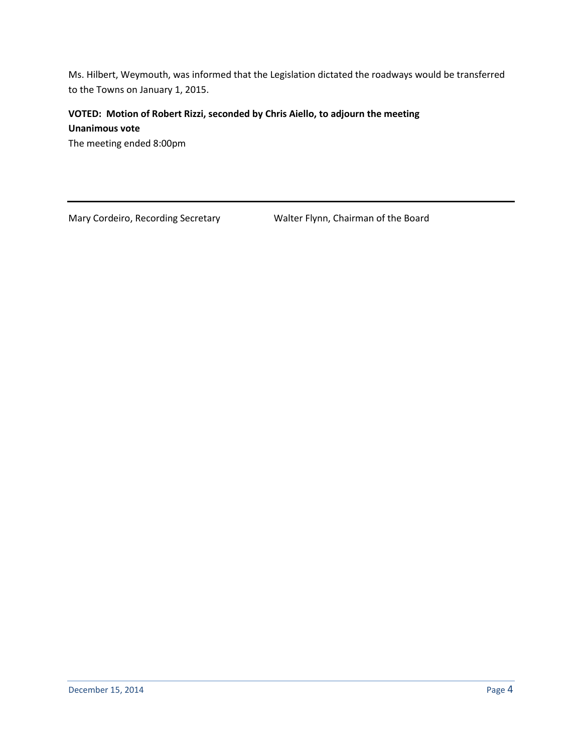Ms. Hilbert, Weymouth, was informed that the Legislation dictated the roadways would be transferred to the Towns on January 1, 2015.

**VOTED: Motion of Robert Rizzi, seconded by Chris Aiello, to adjourn the meeting**
**Unanimous vote**
The meeting ended 8:00pm

---

Mary Cordeiro, Recording Secretary Walter Flynn, Chairman of the Board